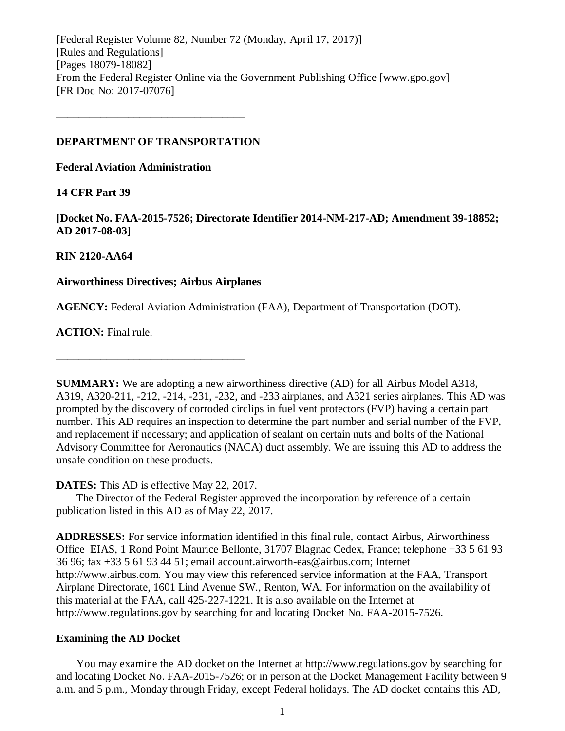[Federal Register Volume 82, Number 72 (Monday, April 17, 2017)]
[Rules and Regulations]
[Pages 18079-18082]
From the Federal Register Online via the Government Publishing Office [www.gpo.gov]
[FR Doc No: 2017-07076]

---

**DEPARTMENT OF TRANSPORTATION**

**Federal Aviation Administration**

**14 CFR Part 39**

**[Docket No. FAA-2015-7526; Directorate Identifier 2014-NM-217-AD; Amendment 39-18852; AD 2017-08-03]**

**RIN 2120-AA64**

**Airworthiness Directives; Airbus Airplanes**

**AGENCY:** Federal Aviation Administration (FAA), Department of Transportation (DOT).

**ACTION:** Final rule.

---

**SUMMARY:** We are adopting a new airworthiness directive (AD) for all Airbus Model A318, A319, A320-211, -212, -214, -231, -232, and -233 airplanes, and A321 series airplanes. This AD was prompted by the discovery of corroded circlips in fuel vent protectors (FVP) having a certain part number. This AD requires an inspection to determine the part number and serial number of the FVP, and replacement if necessary; and application of sealant on certain nuts and bolts of the National Advisory Committee for Aeronautics (NACA) duct assembly. We are issuing this AD to address the unsafe condition on these products.

**DATES:** This AD is effective May 22, 2017.

The Director of the Federal Register approved the incorporation by reference of a certain publication listed in this AD as of May 22, 2017.

**ADDRESSES:** For service information identified in this final rule, contact Airbus, Airworthiness Office–EIAS, 1 Rond Point Maurice Bellonte, 31707 Blagnac Cedex, France; telephone +33 5 61 93 36 96; fax +33 5 61 93 44 51; email account.airworth-eas@airbus.com; Internet http://www.airbus.com. You may view this referenced service information at the FAA, Transport Airplane Directorate, 1601 Lind Avenue SW., Renton, WA. For information on the availability of this material at the FAA, call 425-227-1221. It is also available on the Internet at http://www.regulations.gov by searching for and locating Docket No. FAA-2015-7526.

**Examining the AD Docket**

You may examine the AD docket on the Internet at http://www.regulations.gov by searching for and locating Docket No. FAA-2015-7526; or in person at the Docket Management Facility between 9 a.m. and 5 p.m., Monday through Friday, except Federal holidays. The AD docket contains this AD,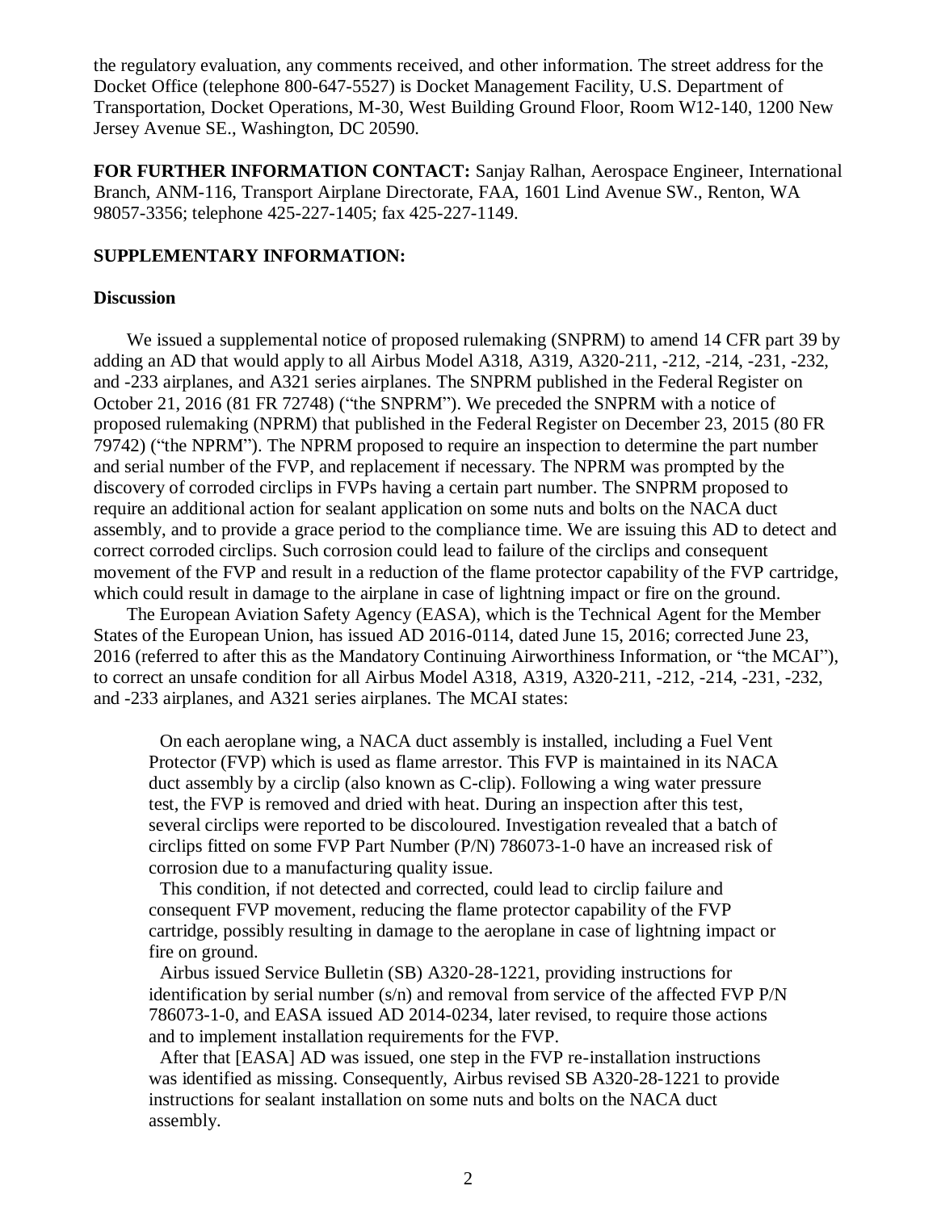the regulatory evaluation, any comments received, and other information. The street address for the Docket Office (telephone 800-647-5527) is Docket Management Facility, U.S. Department of Transportation, Docket Operations, M-30, West Building Ground Floor, Room W12-140, 1200 New Jersey Avenue SE., Washington, DC 20590.

**FOR FURTHER INFORMATION CONTACT:** Sanjay Ralhan, Aerospace Engineer, International Branch, ANM-116, Transport Airplane Directorate, FAA, 1601 Lind Avenue SW., Renton, WA 98057-3356; telephone 425-227-1405; fax 425-227-1149.

**SUPPLEMENTARY INFORMATION:**

**Discussion**

We issued a supplemental notice of proposed rulemaking (SNPRM) to amend 14 CFR part 39 by adding an AD that would apply to all Airbus Model A318, A319, A320-211, -212, -214, -231, -232, and -233 airplanes, and A321 series airplanes. The SNPRM published in the Federal Register on October 21, 2016 (81 FR 72748) ("the SNPRM"). We preceded the SNPRM with a notice of proposed rulemaking (NPRM) that published in the Federal Register on December 23, 2015 (80 FR 79742) ("the NPRM"). The NPRM proposed to require an inspection to determine the part number and serial number of the FVP, and replacement if necessary. The NPRM was prompted by the discovery of corroded circlips in FVPs having a certain part number. The SNPRM proposed to require an additional action for sealant application on some nuts and bolts on the NACA duct assembly, and to provide a grace period to the compliance time. We are issuing this AD to detect and correct corroded circlips. Such corrosion could lead to failure of the circlips and consequent movement of the FVP and result in a reduction of the flame protector capability of the FVP cartridge, which could result in damage to the airplane in case of lightning impact or fire on the ground.

The European Aviation Safety Agency (EASA), which is the Technical Agent for the Member States of the European Union, has issued AD 2016-0114, dated June 15, 2016; corrected June 23, 2016 (referred to after this as the Mandatory Continuing Airworthiness Information, or "the MCAI"), to correct an unsafe condition for all Airbus Model A318, A319, A320-211, -212, -214, -231, -232, and -233 airplanes, and A321 series airplanes. The MCAI states:

> On each aeroplane wing, a NACA duct assembly is installed, including a Fuel Vent Protector (FVP) which is used as flame arrestor. This FVP is maintained in its NACA duct assembly by a circlip (also known as C-clip). Following a wing water pressure test, the FVP is removed and dried with heat. During an inspection after this test, several circlips were reported to be discoloured. Investigation revealed that a batch of circlips fitted on some FVP Part Number (P/N) 786073-1-0 have an increased risk of corrosion due to a manufacturing quality issue.
>
> This condition, if not detected and corrected, could lead to circlip failure and consequent FVP movement, reducing the flame protector capability of the FVP cartridge, possibly resulting in damage to the aeroplane in case of lightning impact or fire on ground.
>
> Airbus issued Service Bulletin (SB) A320-28-1221, providing instructions for identification by serial number (s/n) and removal from service of the affected FVP P/N 786073-1-0, and EASA issued AD 2014-0234, later revised, to require those actions and to implement installation requirements for the FVP.
>
> After that [EASA] AD was issued, one step in the FVP re-installation instructions was identified as missing. Consequently, Airbus revised SB A320-28-1221 to provide instructions for sealant installation on some nuts and bolts on the NACA duct assembly.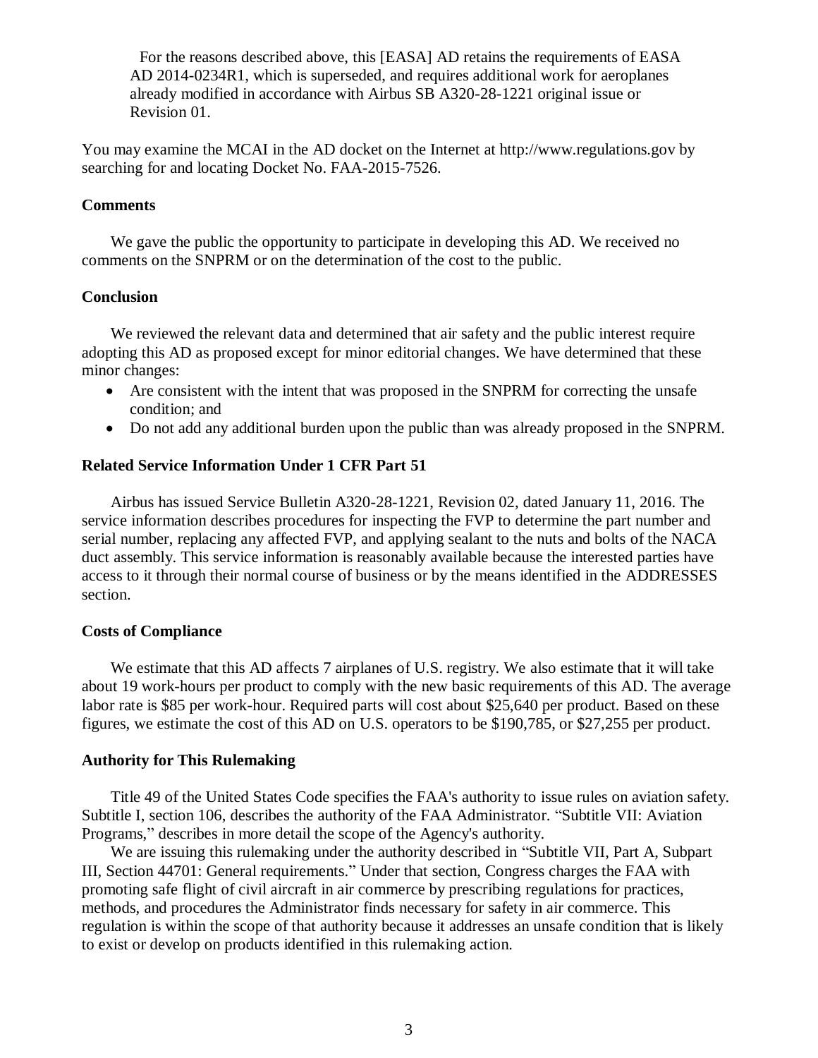For the reasons described above, this [EASA] AD retains the requirements of EASA AD 2014-0234R1, which is superseded, and requires additional work for aeroplanes already modified in accordance with Airbus SB A320-28-1221 original issue or Revision 01.

You may examine the MCAI in the AD docket on the Internet at http://www.regulations.gov by searching for and locating Docket No. FAA-2015-7526.

### Comments

We gave the public the opportunity to participate in developing this AD. We received no comments on the SNPRM or on the determination of the cost to the public.

### Conclusion

We reviewed the relevant data and determined that air safety and the public interest require adopting this AD as proposed except for minor editorial changes. We have determined that these minor changes:

- Are consistent with the intent that was proposed in the SNPRM for correcting the unsafe condition; and
- Do not add any additional burden upon the public than was already proposed in the SNPRM.

### Related Service Information Under 1 CFR Part 51

Airbus has issued Service Bulletin A320-28-1221, Revision 02, dated January 11, 2016. The service information describes procedures for inspecting the FVP to determine the part number and serial number, replacing any affected FVP, and applying sealant to the nuts and bolts of the NACA duct assembly. This service information is reasonably available because the interested parties have access to it through their normal course of business or by the means identified in the ADDRESSES section.

### Costs of Compliance

We estimate that this AD affects 7 airplanes of U.S. registry. We also estimate that it will take about 19 work-hours per product to comply with the new basic requirements of this AD. The average labor rate is $85 per work-hour. Required parts will cost about $25,640 per product. Based on these figures, we estimate the cost of this AD on U.S. operators to be $190,785, or $27,255 per product.

### Authority for This Rulemaking

Title 49 of the United States Code specifies the FAA's authority to issue rules on aviation safety. Subtitle I, section 106, describes the authority of the FAA Administrator. "Subtitle VII: Aviation Programs," describes in more detail the scope of the Agency's authority.

We are issuing this rulemaking under the authority described in "Subtitle VII, Part A, Subpart III, Section 44701: General requirements." Under that section, Congress charges the FAA with promoting safe flight of civil aircraft in air commerce by prescribing regulations for practices, methods, and procedures the Administrator finds necessary for safety in air commerce. This regulation is within the scope of that authority because it addresses an unsafe condition that is likely to exist or develop on products identified in this rulemaking action.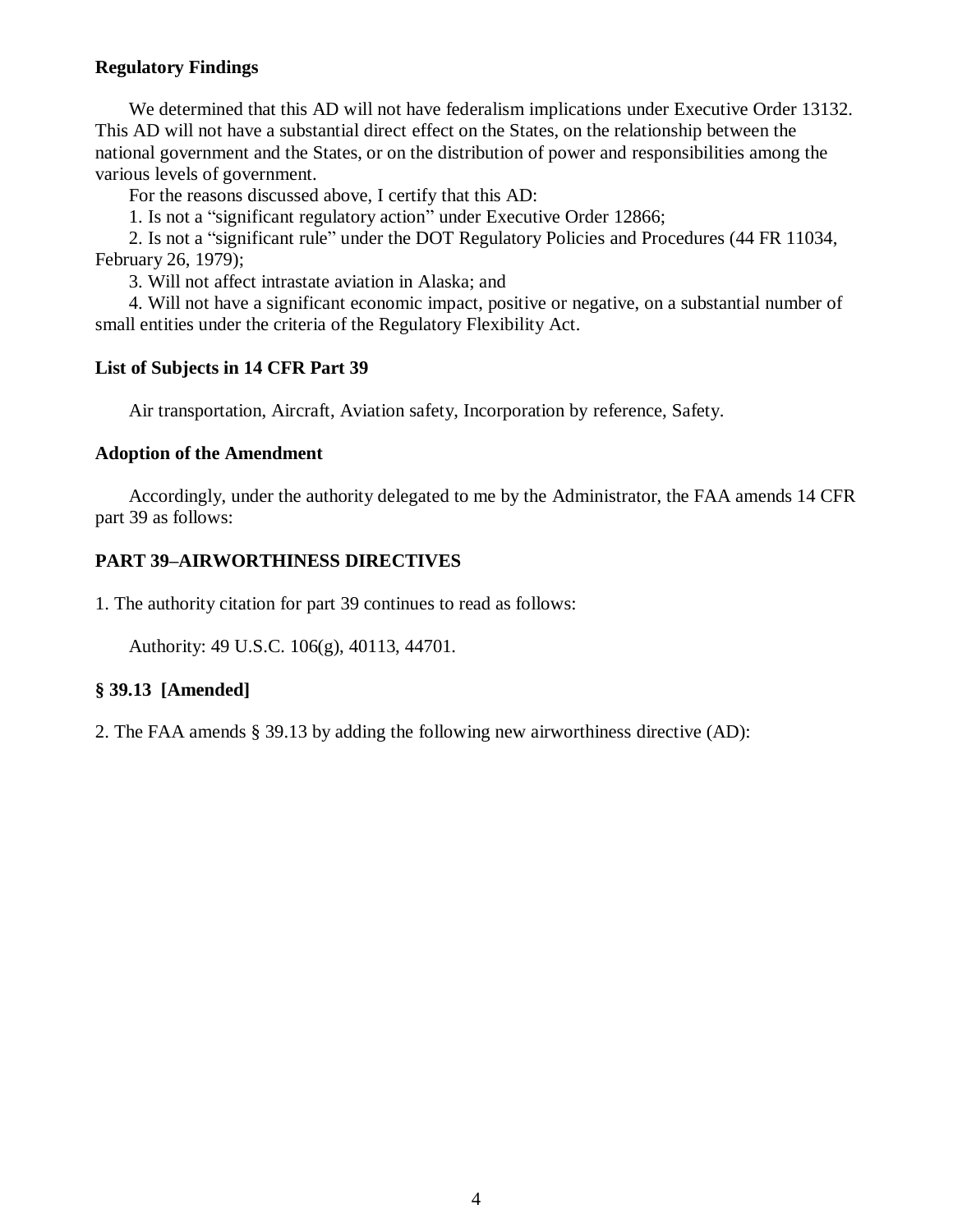**Regulatory Findings**

We determined that this AD will not have federalism implications under Executive Order 13132. This AD will not have a substantial direct effect on the States, on the relationship between the national government and the States, or on the distribution of power and responsibilities among the various levels of government.

For the reasons discussed above, I certify that this AD:

1. Is not a "significant regulatory action" under Executive Order 12866;

2. Is not a "significant rule" under the DOT Regulatory Policies and Procedures (44 FR 11034, February 26, 1979);

3. Will not affect intrastate aviation in Alaska; and

4. Will not have a significant economic impact, positive or negative, on a substantial number of small entities under the criteria of the Regulatory Flexibility Act.

**List of Subjects in 14 CFR Part 39**

Air transportation, Aircraft, Aviation safety, Incorporation by reference, Safety.

**Adoption of the Amendment**

Accordingly, under the authority delegated to me by the Administrator, the FAA amends 14 CFR part 39 as follows:

**PART 39–AIRWORTHINESS DIRECTIVES**

1. The authority citation for part 39 continues to read as follows:

Authority: 49 U.S.C. 106(g), 40113, 44701.

**§ 39.13 [Amended]**

2. The FAA amends § 39.13 by adding the following new airworthiness directive (AD):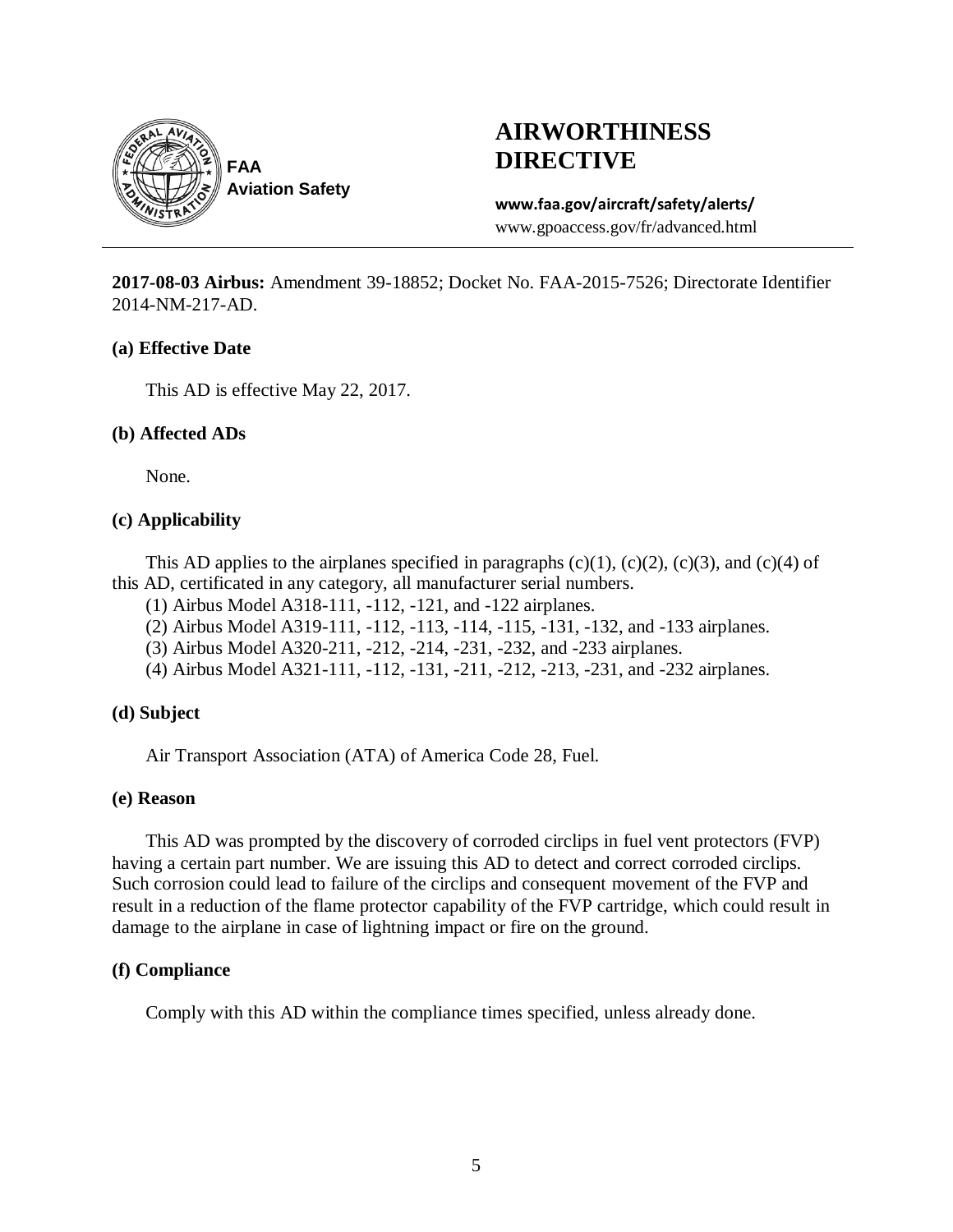FAA
Aviation Safety

# AIRWORTHINESS DIRECTIVE

**www.faa.gov/aircraft/safety/alerts/**
www.gpoaccess.gov/fr/advanced.html

---

**2017-08-03 Airbus:** Amendment 39-18852; Docket No. FAA-2015-7526; Directorate Identifier 2014-NM-217-AD.

### (a) Effective Date

This AD is effective May 22, 2017.

### (b) Affected ADs

None.

### (c) Applicability

This AD applies to the airplanes specified in paragraphs (c)(1), (c)(2), (c)(3), and (c)(4) of this AD, certificated in any category, all manufacturer serial numbers.

(1) Airbus Model A318-111, -112, -121, and -122 airplanes.

(2) Airbus Model A319-111, -112, -113, -114, -115, -131, -132, and -133 airplanes.

(3) Airbus Model A320-211, -212, -214, -231, -232, and -233 airplanes.

(4) Airbus Model A321-111, -112, -131, -211, -212, -213, -231, and -232 airplanes.

### (d) Subject

Air Transport Association (ATA) of America Code 28, Fuel.

### (e) Reason

This AD was prompted by the discovery of corroded circlips in fuel vent protectors (FVP) having a certain part number. We are issuing this AD to detect and correct corroded circlips. Such corrosion could lead to failure of the circlips and consequent movement of the FVP and result in a reduction of the flame protector capability of the FVP cartridge, which could result in damage to the airplane in case of lightning impact or fire on the ground.

### (f) Compliance

Comply with this AD within the compliance times specified, unless already done.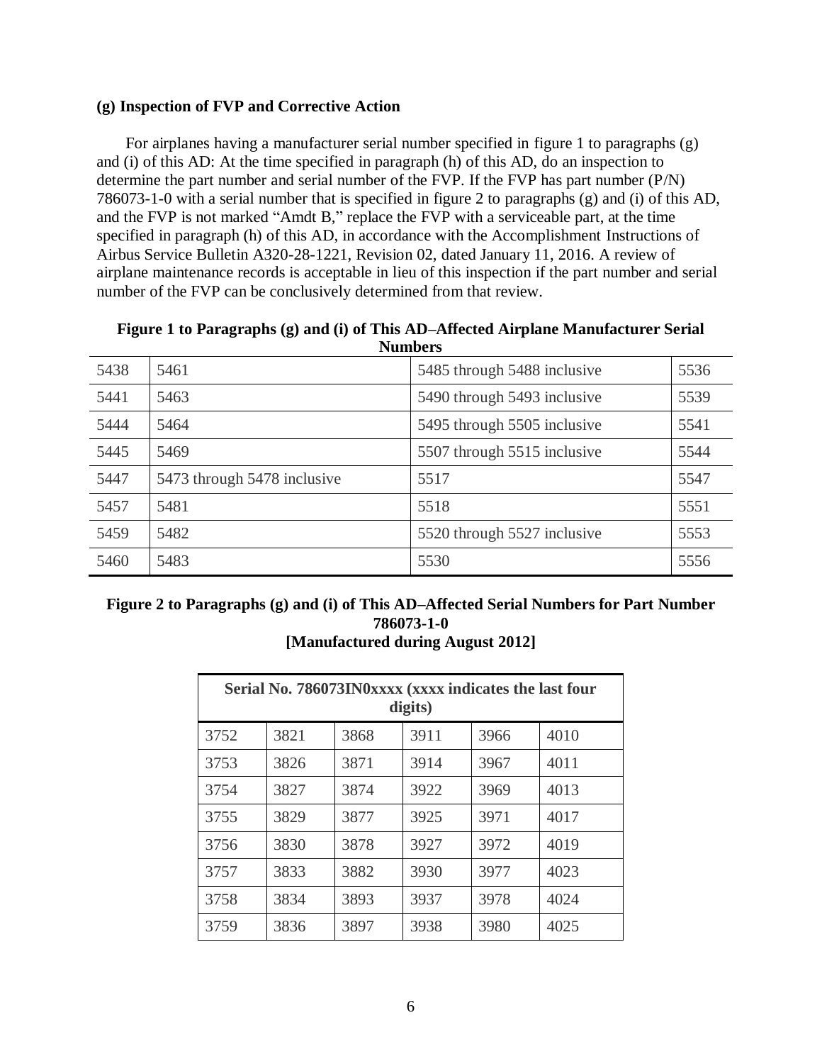### (g) Inspection of FVP and Corrective Action

For airplanes having a manufacturer serial number specified in figure 1 to paragraphs (g) and (i) of this AD: At the time specified in paragraph (h) of this AD, do an inspection to determine the part number and serial number of the FVP. If the FVP has part number (P/N) 786073-1-0 with a serial number that is specified in figure 2 to paragraphs (g) and (i) of this AD, and the FVP is not marked "Amdt B," replace the FVP with a serviceable part, at the time specified in paragraph (h) of this AD, in accordance with the Accomplishment Instructions of Airbus Service Bulletin A320-28-1221, Revision 02, dated January 11, 2016. A review of airplane maintenance records is acceptable in lieu of this inspection if the part number and serial number of the FVP can be conclusively determined from that review.

**Figure 1 to Paragraphs (g) and (i) of This AD–Affected Airplane Manufacturer Serial Numbers**

| | | | |
|---|---|---|---|
| 5438 | 5461 | 5485 through 5488 inclusive | 5536 |
| 5441 | 5463 | 5490 through 5493 inclusive | 5539 |
| 5444 | 5464 | 5495 through 5505 inclusive | 5541 |
| 5445 | 5469 | 5507 through 5515 inclusive | 5544 |
| 5447 | 5473 through 5478 inclusive | 5517 | 5547 |
| 5457 | 5481 | 5518 | 5551 |
| 5459 | 5482 | 5520 through 5527 inclusive | 5553 |
| 5460 | 5483 | 5530 | 5556 |

**Figure 2 to Paragraphs (g) and (i) of This AD–Affected Serial Numbers for Part Number 786073-1-0**
**[Manufactured during August 2012]**

| Serial No. 786073IN0xxxx (xxxx indicates the last four digits) | | | | | |
|---|---|---|---|---|---|
| 3752 | 3821 | 3868 | 3911 | 3966 | 4010 |
| 3753 | 3826 | 3871 | 3914 | 3967 | 4011 |
| 3754 | 3827 | 3874 | 3922 | 3969 | 4013 |
| 3755 | 3829 | 3877 | 3925 | 3971 | 4017 |
| 3756 | 3830 | 3878 | 3927 | 3972 | 4019 |
| 3757 | 3833 | 3882 | 3930 | 3977 | 4023 |
| 3758 | 3834 | 3893 | 3937 | 3978 | 4024 |
| 3759 | 3836 | 3897 | 3938 | 3980 | 4025 |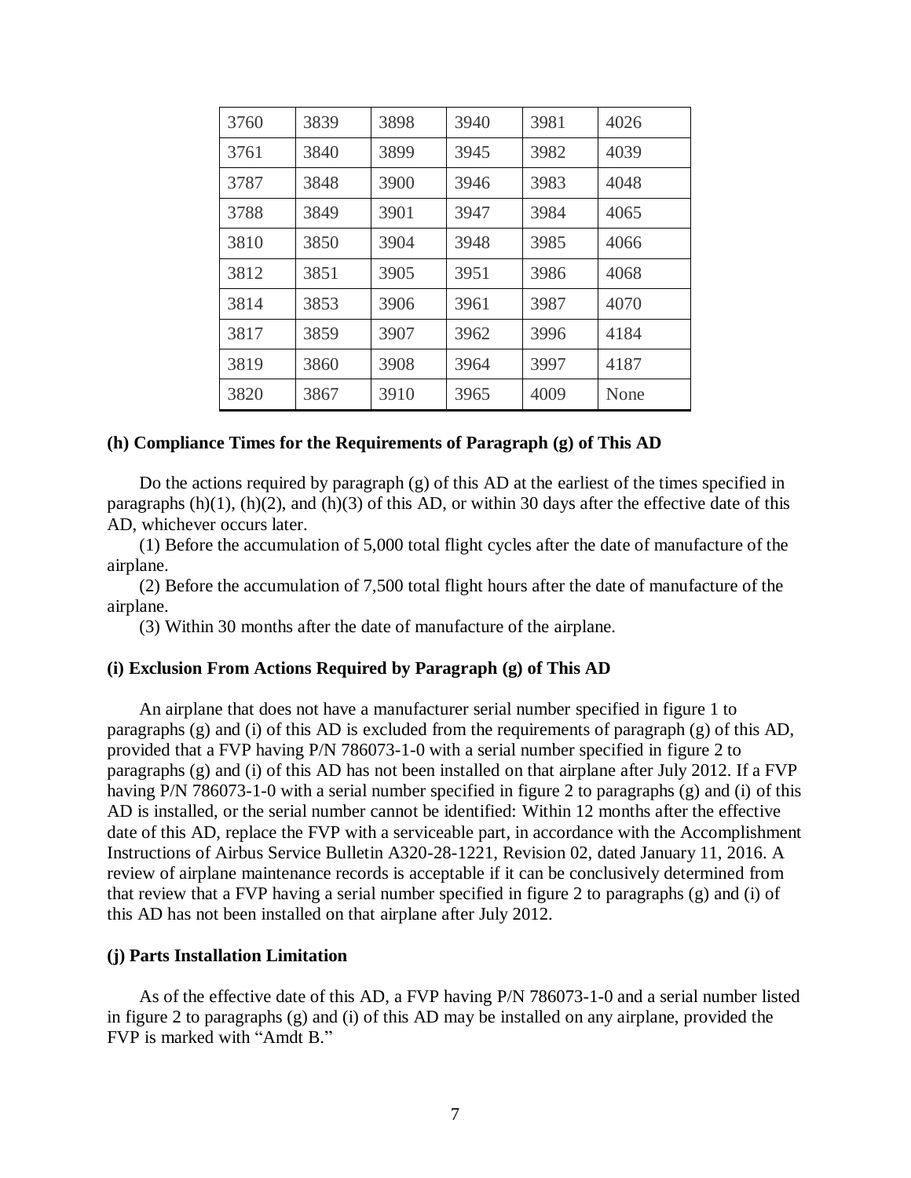| 3760 | 3839 | 3898 | 3940 | 3981 | 4026 |
|---|---|---|---|---|---|
| 3761 | 3840 | 3899 | 3945 | 3982 | 4039 |
| 3787 | 3848 | 3900 | 3946 | 3983 | 4048 |
| 3788 | 3849 | 3901 | 3947 | 3984 | 4065 |
| 3810 | 3850 | 3904 | 3948 | 3985 | 4066 |
| 3812 | 3851 | 3905 | 3951 | 3986 | 4068 |
| 3814 | 3853 | 3906 | 3961 | 3987 | 4070 |
| 3817 | 3859 | 3907 | 3962 | 3996 | 4184 |
| 3819 | 3860 | 3908 | 3964 | 3997 | 4187 |
| 3820 | 3867 | 3910 | 3965 | 4009 | None |

**(h) Compliance Times for the Requirements of Paragraph (g) of This AD**

Do the actions required by paragraph (g) of this AD at the earliest of the times specified in paragraphs (h)(1), (h)(2), and (h)(3) of this AD, or within 30 days after the effective date of this AD, whichever occurs later.

(1) Before the accumulation of 5,000 total flight cycles after the date of manufacture of the airplane.

(2) Before the accumulation of 7,500 total flight hours after the date of manufacture of the airplane.

(3) Within 30 months after the date of manufacture of the airplane.

**(i) Exclusion From Actions Required by Paragraph (g) of This AD**

An airplane that does not have a manufacturer serial number specified in figure 1 to paragraphs (g) and (i) of this AD is excluded from the requirements of paragraph (g) of this AD, provided that a FVP having P/N 786073-1-0 with a serial number specified in figure 2 to paragraphs (g) and (i) of this AD has not been installed on that airplane after July 2012. If a FVP having P/N 786073-1-0 with a serial number specified in figure 2 to paragraphs (g) and (i) of this AD is installed, or the serial number cannot be identified: Within 12 months after the effective date of this AD, replace the FVP with a serviceable part, in accordance with the Accomplishment Instructions of Airbus Service Bulletin A320-28-1221, Revision 02, dated January 11, 2016. A review of airplane maintenance records is acceptable if it can be conclusively determined from that review that a FVP having a serial number specified in figure 2 to paragraphs (g) and (i) of this AD has not been installed on that airplane after July 2012.

**(j) Parts Installation Limitation**

As of the effective date of this AD, a FVP having P/N 786073-1-0 and a serial number listed in figure 2 to paragraphs (g) and (i) of this AD may be installed on any airplane, provided the FVP is marked with "Amdt B."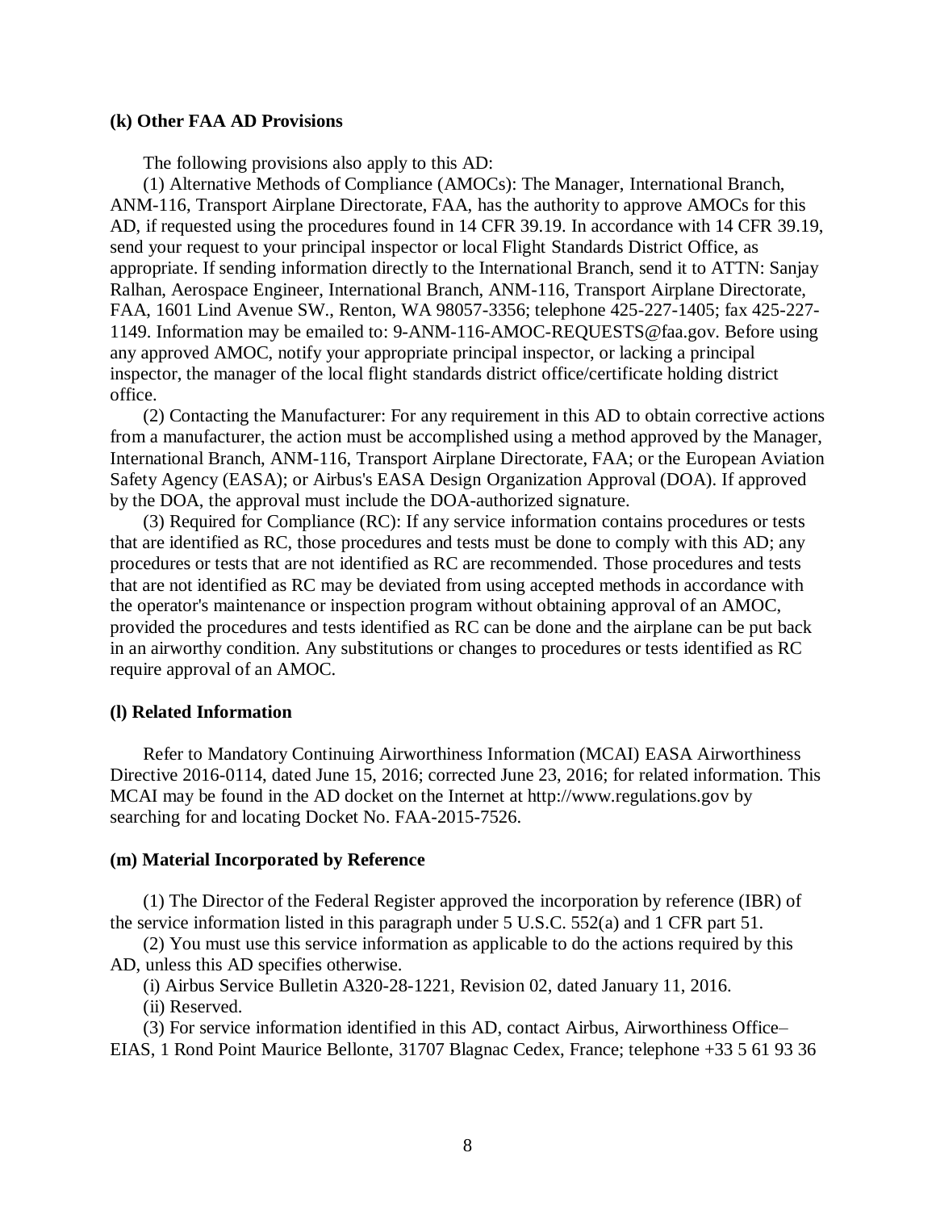**(k) Other FAA AD Provisions**

The following provisions also apply to this AD:

(1) Alternative Methods of Compliance (AMOCs): The Manager, International Branch, ANM-116, Transport Airplane Directorate, FAA, has the authority to approve AMOCs for this AD, if requested using the procedures found in 14 CFR 39.19. In accordance with 14 CFR 39.19, send your request to your principal inspector or local Flight Standards District Office, as appropriate. If sending information directly to the International Branch, send it to ATTN: Sanjay Ralhan, Aerospace Engineer, International Branch, ANM-116, Transport Airplane Directorate, FAA, 1601 Lind Avenue SW., Renton, WA 98057-3356; telephone 425-227-1405; fax 425-227-1149. Information may be emailed to: 9-ANM-116-AMOC-REQUESTS@faa.gov. Before using any approved AMOC, notify your appropriate principal inspector, or lacking a principal inspector, the manager of the local flight standards district office/certificate holding district office.

(2) Contacting the Manufacturer: For any requirement in this AD to obtain corrective actions from a manufacturer, the action must be accomplished using a method approved by the Manager, International Branch, ANM-116, Transport Airplane Directorate, FAA; or the European Aviation Safety Agency (EASA); or Airbus's EASA Design Organization Approval (DOA). If approved by the DOA, the approval must include the DOA-authorized signature.

(3) Required for Compliance (RC): If any service information contains procedures or tests that are identified as RC, those procedures and tests must be done to comply with this AD; any procedures or tests that are not identified as RC are recommended. Those procedures and tests that are not identified as RC may be deviated from using accepted methods in accordance with the operator's maintenance or inspection program without obtaining approval of an AMOC, provided the procedures and tests identified as RC can be done and the airplane can be put back in an airworthy condition. Any substitutions or changes to procedures or tests identified as RC require approval of an AMOC.

**(l) Related Information**

Refer to Mandatory Continuing Airworthiness Information (MCAI) EASA Airworthiness Directive 2016-0114, dated June 15, 2016; corrected June 23, 2016; for related information. This MCAI may be found in the AD docket on the Internet at http://www.regulations.gov by searching for and locating Docket No. FAA-2015-7526.

**(m) Material Incorporated by Reference**

(1) The Director of the Federal Register approved the incorporation by reference (IBR) of the service information listed in this paragraph under 5 U.S.C. 552(a) and 1 CFR part 51.

(2) You must use this service information as applicable to do the actions required by this AD, unless this AD specifies otherwise.

(i) Airbus Service Bulletin A320-28-1221, Revision 02, dated January 11, 2016.

(ii) Reserved.

(3) For service information identified in this AD, contact Airbus, Airworthiness Office–EIAS, 1 Rond Point Maurice Bellonte, 31707 Blagnac Cedex, France; telephone +33 5 61 93 36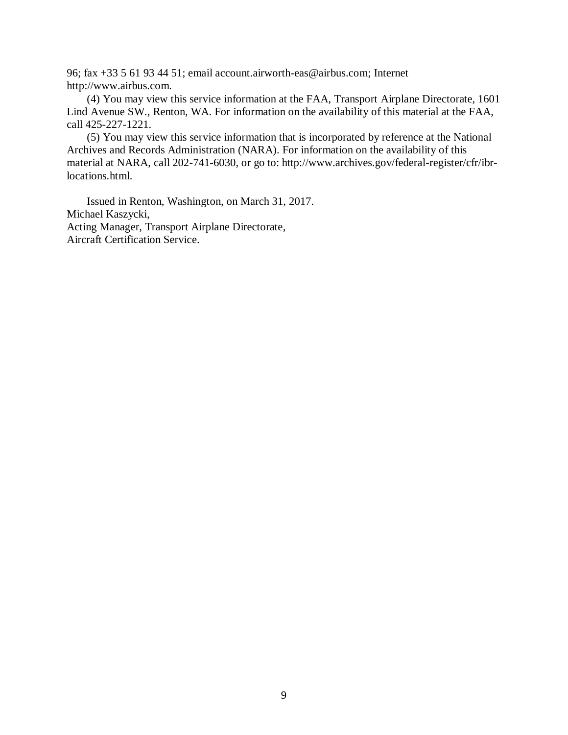96; fax +33 5 61 93 44 51; email account.airworth-eas@airbus.com; Internet http://www.airbus.com.

(4) You may view this service information at the FAA, Transport Airplane Directorate, 1601 Lind Avenue SW., Renton, WA. For information on the availability of this material at the FAA, call 425-227-1221.

(5) You may view this service information that is incorporated by reference at the National Archives and Records Administration (NARA). For information on the availability of this material at NARA, call 202-741-6030, or go to: http://www.archives.gov/federal-register/cfr/ibr-locations.html.

Issued in Renton, Washington, on March 31, 2017.

Michael Kaszycki,

Acting Manager, Transport Airplane Directorate,

Aircraft Certification Service.